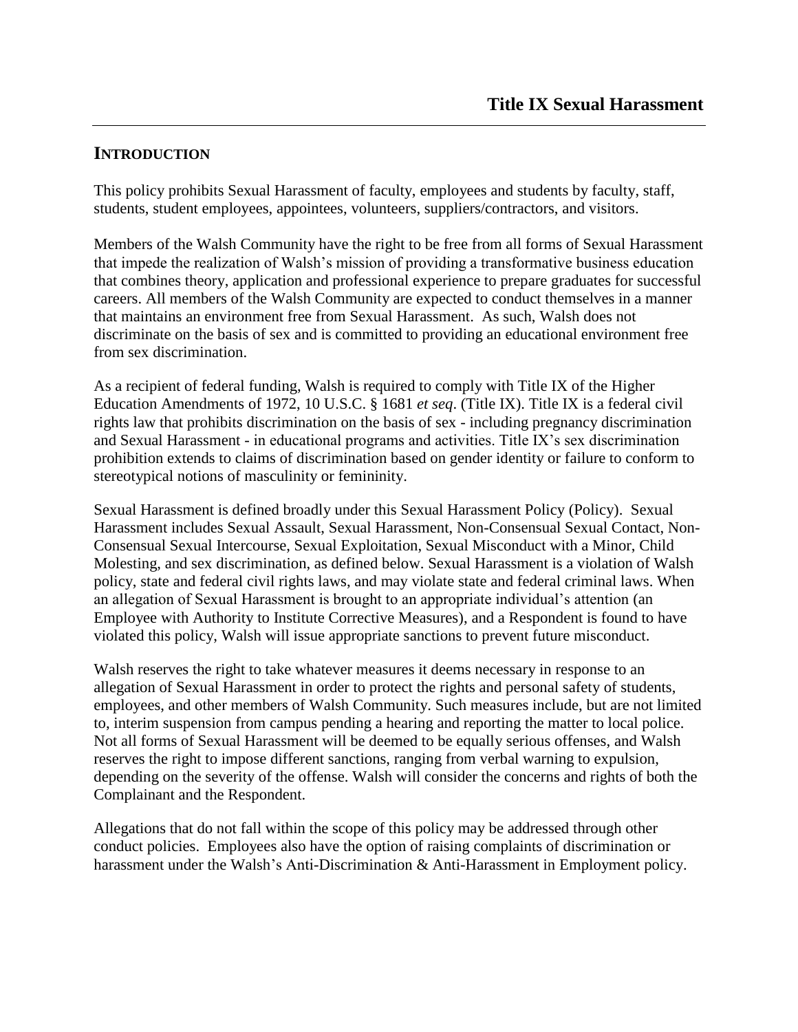# Title IX Sexual Harassment

## INTRODUCTION

This policy prohibits Sexual Harassment of faculty, employees and students by faculty, staff, students, student employees, appointees, volunteers, suppliers/contractors, and visitors.

Members of the Walsh Community have the right to be free from all forms of Sexual Harassment that impede the realization of Walsh's mission of providing a transformative business education that combines theory, application and professional experience to prepare graduates for successful careers. All members of the Walsh Community are expected to conduct themselves in a manner that maintains an environment free from Sexual Harassment. As such, Walsh does not discriminate on the basis of sex and is committed to providing an educational environment free from sex discrimination.

As a recipient of federal funding, Walsh is required to comply with Title IX of the Higher Education Amendments of 1972, 10 U.S.C. § 1681 *et seq*. (Title IX). Title IX is a federal civil rights law that prohibits discrimination on the basis of sex - including pregnancy discrimination and Sexual Harassment - in educational programs and activities. Title IX's sex discrimination prohibition extends to claims of discrimination based on gender identity or failure to conform to stereotypical notions of masculinity or femininity.

Sexual Harassment is defined broadly under this Sexual Harassment Policy (Policy). Sexual Harassment includes Sexual Assault, Sexual Harassment, Non-Consensual Sexual Contact, Non-Consensual Sexual Intercourse, Sexual Exploitation, Sexual Misconduct with a Minor, Child Molesting, and sex discrimination, as defined below. Sexual Harassment is a violation of Walsh policy, state and federal civil rights laws, and may violate state and federal criminal laws. When an allegation of Sexual Harassment is brought to an appropriate individual's attention (an Employee with Authority to Institute Corrective Measures), and a Respondent is found to have violated this policy, Walsh will issue appropriate sanctions to prevent future misconduct.

Walsh reserves the right to take whatever measures it deems necessary in response to an allegation of Sexual Harassment in order to protect the rights and personal safety of students, employees, and other members of Walsh Community. Such measures include, but are not limited to, interim suspension from campus pending a hearing and reporting the matter to local police. Not all forms of Sexual Harassment will be deemed to be equally serious offenses, and Walsh reserves the right to impose different sanctions, ranging from verbal warning to expulsion, depending on the severity of the offense. Walsh will consider the concerns and rights of both the Complainant and the Respondent.

Allegations that do not fall within the scope of this policy may be addressed through other conduct policies. Employees also have the option of raising complaints of discrimination or harassment under the Walsh's Anti-Discrimination & Anti-Harassment in Employment policy.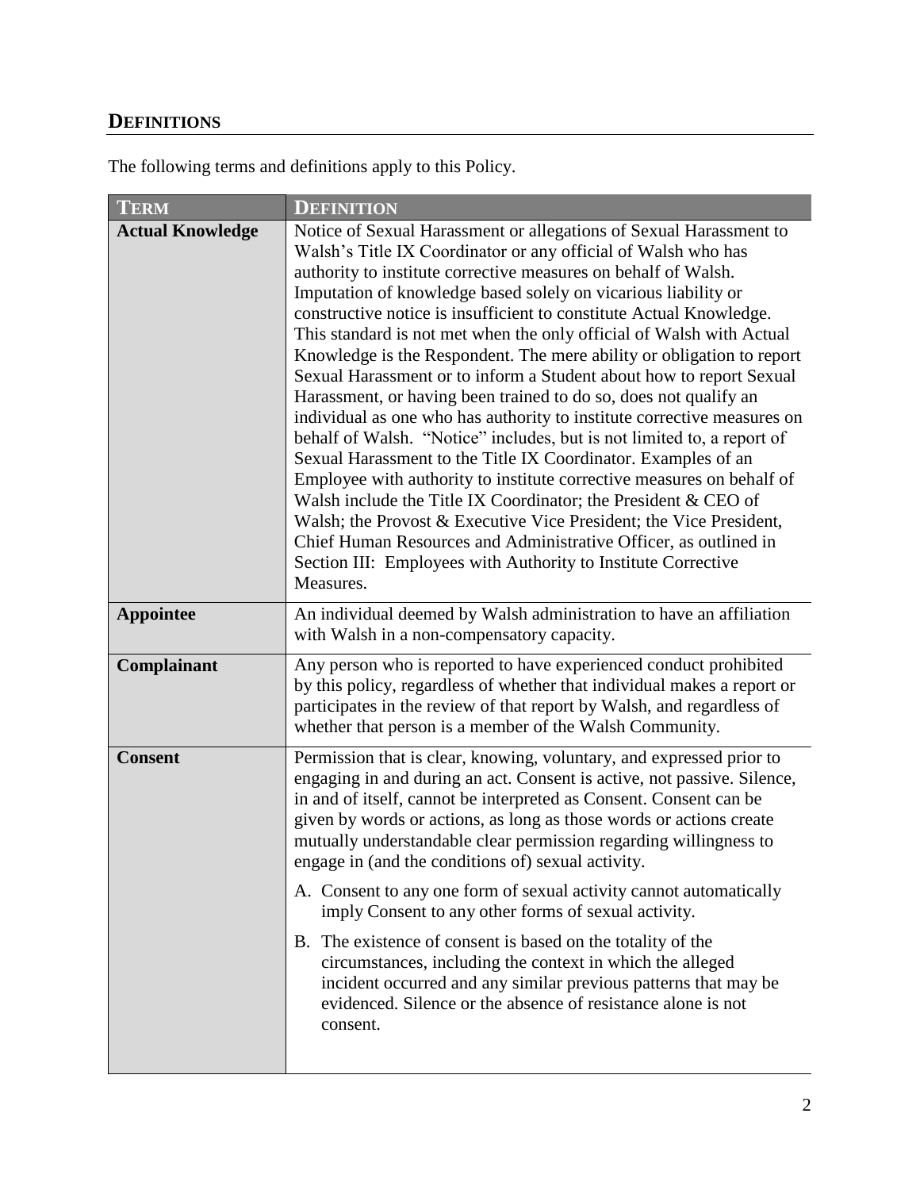## DEFINITIONS

The following terms and definitions apply to this Policy.

| TERM | DEFINITION |
| --- | --- |
| **Actual Knowledge** | Notice of Sexual Harassment or allegations of Sexual Harassment to Walsh's Title IX Coordinator or any official of Walsh who has authority to institute corrective measures on behalf of Walsh. Imputation of knowledge based solely on vicarious liability or constructive notice is insufficient to constitute Actual Knowledge. This standard is not met when the only official of Walsh with Actual Knowledge is the Respondent. The mere ability or obligation to report Sexual Harassment or to inform a Student about how to report Sexual Harassment, or having been trained to do so, does not qualify an individual as one who has authority to institute corrective measures on behalf of Walsh. "Notice" includes, but is not limited to, a report of Sexual Harassment to the Title IX Coordinator. Examples of an Employee with authority to institute corrective measures on behalf of Walsh include the Title IX Coordinator; the President & CEO of Walsh; the Provost & Executive Vice President; the Vice President, Chief Human Resources and Administrative Officer, as outlined in Section III: Employees with Authority to Institute Corrective Measures. |
| **Appointee** | An individual deemed by Walsh administration to have an affiliation with Walsh in a non-compensatory capacity. |
| **Complainant** | Any person who is reported to have experienced conduct prohibited by this policy, regardless of whether that individual makes a report or participates in the review of that report by Walsh, and regardless of whether that person is a member of the Walsh Community. |
| **Consent** | Permission that is clear, knowing, voluntary, and expressed prior to engaging in and during an act. Consent is active, not passive. Silence, in and of itself, cannot be interpreted as Consent. Consent can be given by words or actions, as long as those words or actions create mutually understandable clear permission regarding willingness to engage in (and the conditions of) sexual activity.<br><br>A. Consent to any one form of sexual activity cannot automatically imply Consent to any other forms of sexual activity.<br><br>B. The existence of consent is based on the totality of the circumstances, including the context in which the alleged incident occurred and any similar previous patterns that may be evidenced. Silence or the absence of resistance alone is not consent. |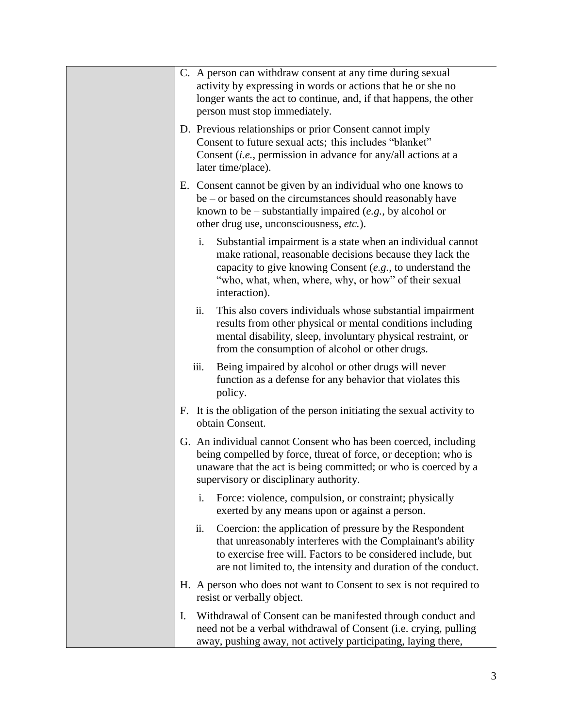C. A person can withdraw consent at any time during sexual activity by expressing in words or actions that he or she no longer wants the act to continue, and, if that happens, the other person must stop immediately.

D. Previous relationships or prior Consent cannot imply Consent to future sexual acts; this includes "blanket" Consent (*i.e.*, permission in advance for any/all actions at a later time/place).

E. Consent cannot be given by an individual who one knows to be – or based on the circumstances should reasonably have known to be – substantially impaired (*e.g.*, by alcohol or other drug use, unconsciousness, *etc.*).

   i. Substantial impairment is a state when an individual cannot make rational, reasonable decisions because they lack the capacity to give knowing Consent (*e.g.*, to understand the "who, what, when, where, why, or how" of their sexual interaction).

   ii. This also covers individuals whose substantial impairment results from other physical or mental conditions including mental disability, sleep, involuntary physical restraint, or from the consumption of alcohol or other drugs.

   iii. Being impaired by alcohol or other drugs will never function as a defense for any behavior that violates this policy.

F. It is the obligation of the person initiating the sexual activity to obtain Consent.

G. An individual cannot Consent who has been coerced, including being compelled by force, threat of force, or deception; who is unaware that the act is being committed; or who is coerced by a supervisory or disciplinary authority.

   i. Force: violence, compulsion, or constraint; physically exerted by any means upon or against a person.

   ii. Coercion: the application of pressure by the Respondent that unreasonably interferes with the Complainant's ability to exercise free will. Factors to be considered include, but are not limited to, the intensity and duration of the conduct.

H. A person who does not want to Consent to sex is not required to resist or verbally object.

I. Withdrawal of Consent can be manifested through conduct and need not be a verbal withdrawal of Consent (i.e. crying, pulling away, pushing away, not actively participating, laying there,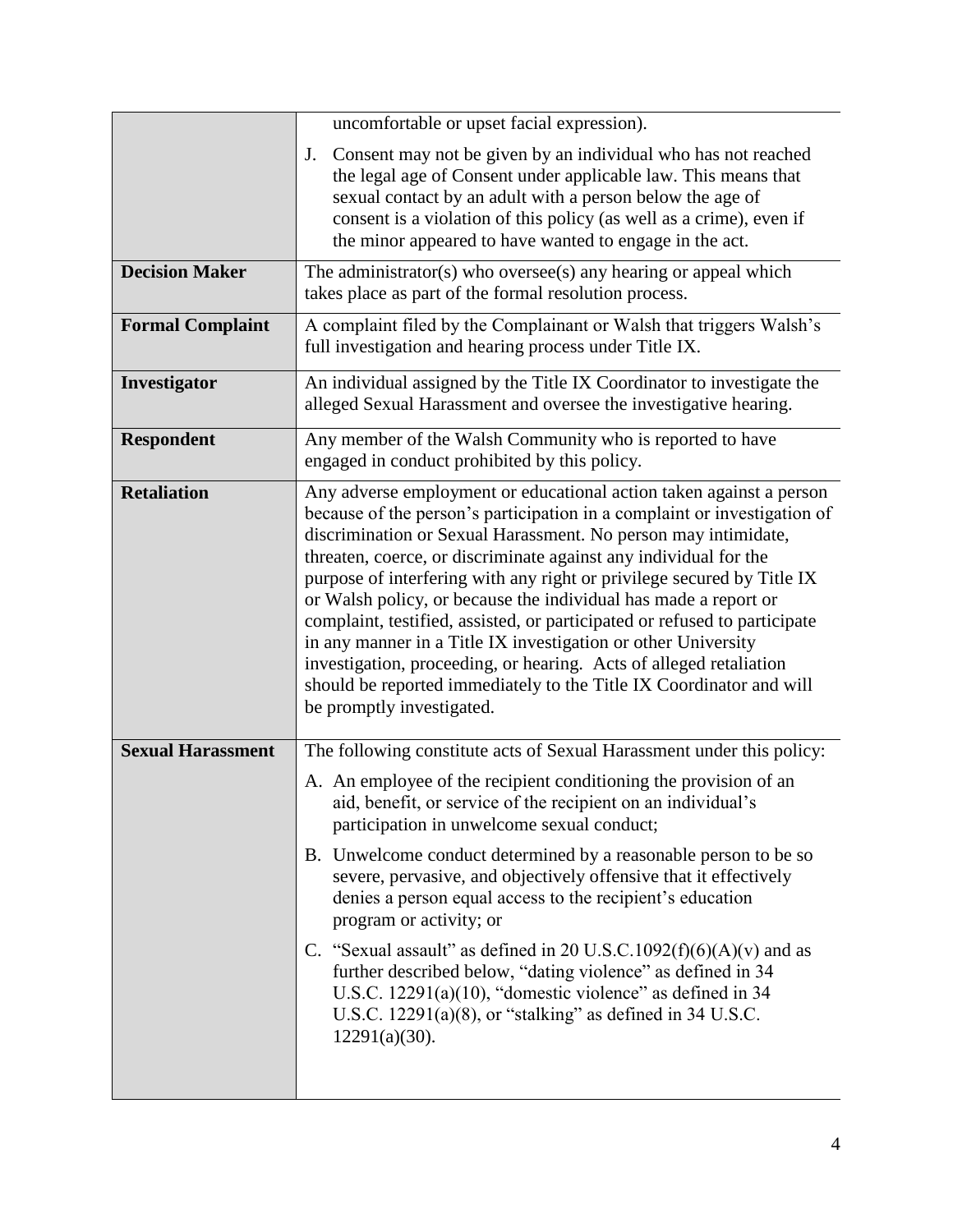| | |
|---|---|
| | uncomfortable or upset facial expression).<br><br>J. Consent may not be given by an individual who has not reached the legal age of Consent under applicable law. This means that sexual contact by an adult with a person below the age of consent is a violation of this policy (as well as a crime), even if the minor appeared to have wanted to engage in the act. |
| **Decision Maker** | The administrator(s) who oversee(s) any hearing or appeal which takes place as part of the formal resolution process. |
| **Formal Complaint** | A complaint filed by the Complainant or Walsh that triggers Walsh's full investigation and hearing process under Title IX. |
| **Investigator** | An individual assigned by the Title IX Coordinator to investigate the alleged Sexual Harassment and oversee the investigative hearing. |
| **Respondent** | Any member of the Walsh Community who is reported to have engaged in conduct prohibited by this policy. |
| **Retaliation** | Any adverse employment or educational action taken against a person because of the person's participation in a complaint or investigation of discrimination or Sexual Harassment. No person may intimidate, threaten, coerce, or discriminate against any individual for the purpose of interfering with any right or privilege secured by Title IX or Walsh policy, or because the individual has made a report or complaint, testified, assisted, or participated or refused to participate in any manner in a Title IX investigation or other University investigation, proceeding, or hearing. Acts of alleged retaliation should be reported immediately to the Title IX Coordinator and will be promptly investigated. |
| **Sexual Harassment** | The following constitute acts of Sexual Harassment under this policy:<br><br>A. An employee of the recipient conditioning the provision of an aid, benefit, or service of the recipient on an individual's participation in unwelcome sexual conduct;<br><br>B. Unwelcome conduct determined by a reasonable person to be so severe, pervasive, and objectively offensive that it effectively denies a person equal access to the recipient's education program or activity; or<br><br>C. "Sexual assault" as defined in 20 U.S.C.1092(f)(6)(A)(v) and as further described below, "dating violence" as defined in 34 U.S.C. 12291(a)(10), "domestic violence" as defined in 34 U.S.C. 12291(a)(8), or "stalking" as defined in 34 U.S.C. 12291(a)(30). |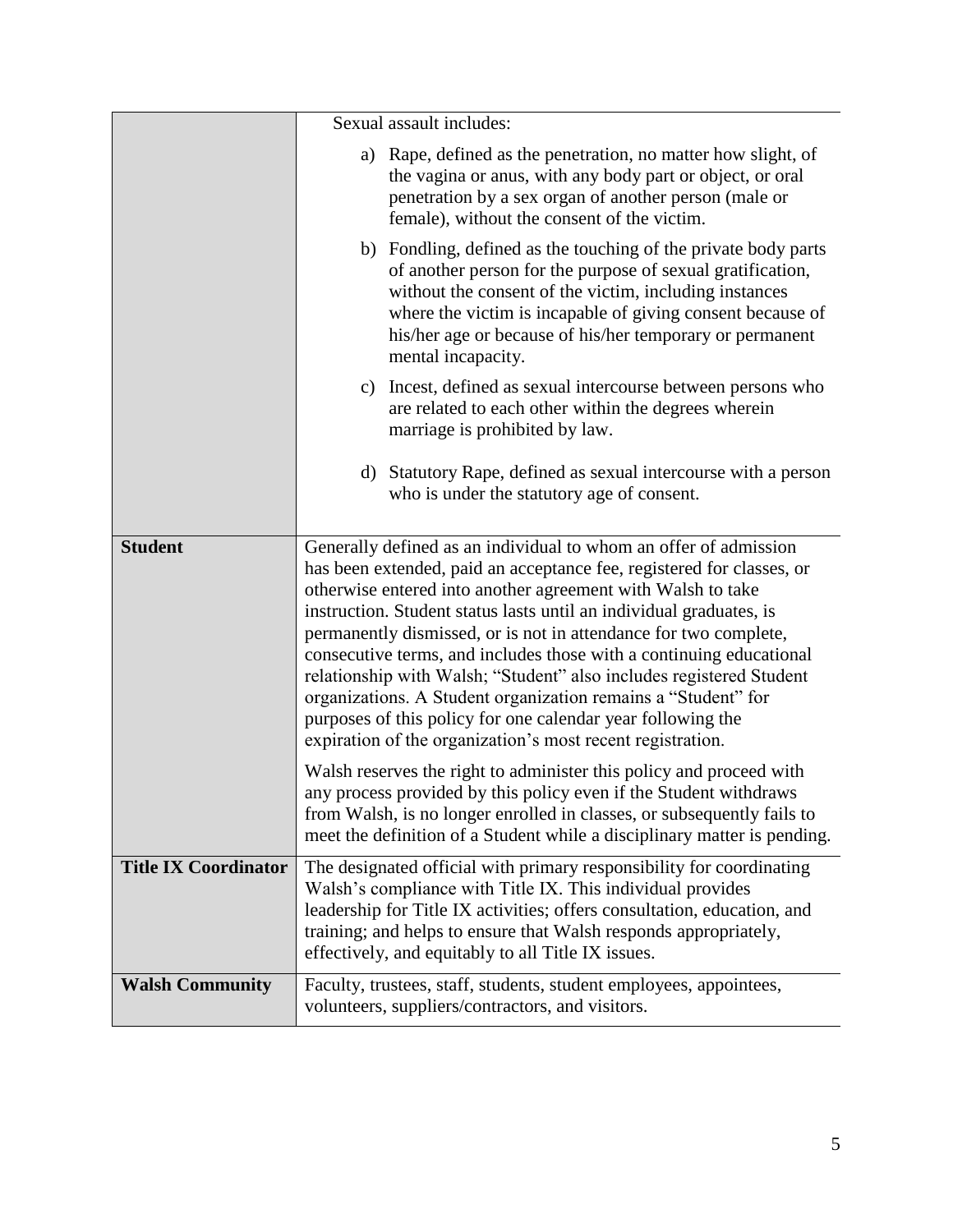| | |
|---|---|
| | Sexual assault includes:<br><br>a) Rape, defined as the penetration, no matter how slight, of the vagina or anus, with any body part or object, or oral penetration by a sex organ of another person (male or female), without the consent of the victim.<br><br>b) Fondling, defined as the touching of the private body parts of another person for the purpose of sexual gratification, without the consent of the victim, including instances where the victim is incapable of giving consent because of his/her age or because of his/her temporary or permanent mental incapacity.<br><br>c) Incest, defined as sexual intercourse between persons who are related to each other within the degrees wherein marriage is prohibited by law.<br><br>d) Statutory Rape, defined as sexual intercourse with a person who is under the statutory age of consent. |
| **Student** | Generally defined as an individual to whom an offer of admission has been extended, paid an acceptance fee, registered for classes, or otherwise entered into another agreement with Walsh to take instruction. Student status lasts until an individual graduates, is permanently dismissed, or is not in attendance for two complete, consecutive terms, and includes those with a continuing educational relationship with Walsh; "Student" also includes registered Student organizations. A Student organization remains a "Student" for purposes of this policy for one calendar year following the expiration of the organization's most recent registration.<br><br>Walsh reserves the right to administer this policy and proceed with any process provided by this policy even if the Student withdraws from Walsh, is no longer enrolled in classes, or subsequently fails to meet the definition of a Student while a disciplinary matter is pending. |
| **Title IX Coordinator** | The designated official with primary responsibility for coordinating Walsh's compliance with Title IX. This individual provides leadership for Title IX activities; offers consultation, education, and training; and helps to ensure that Walsh responds appropriately, effectively, and equitably to all Title IX issues. |
| **Walsh Community** | Faculty, trustees, staff, students, student employees, appointees, volunteers, suppliers/contractors, and visitors. |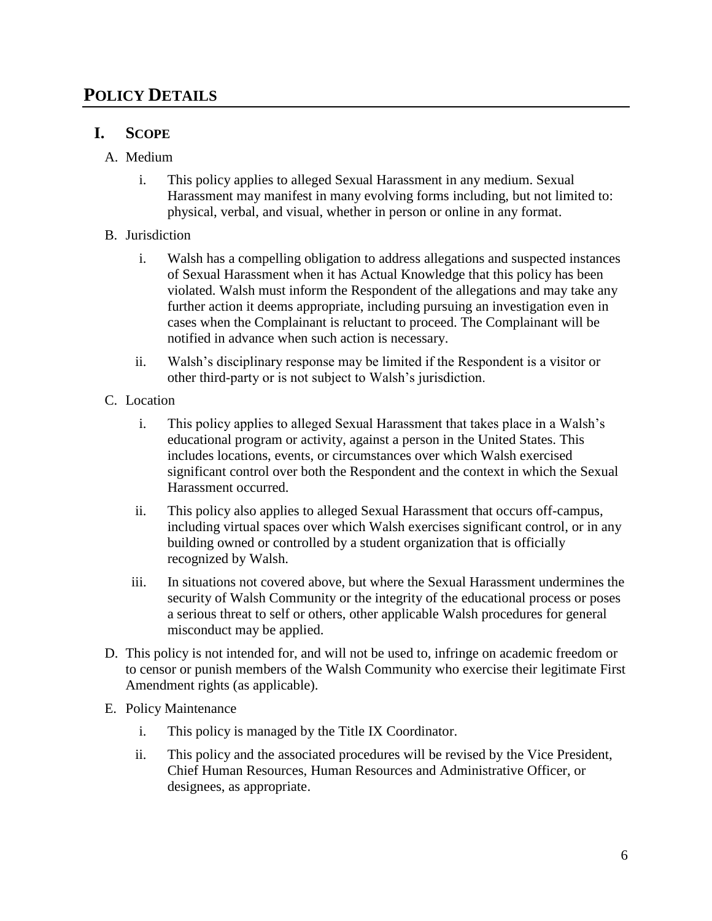# POLICY DETAILS

## I. SCOPE

A. Medium

i. This policy applies to alleged Sexual Harassment in any medium. Sexual Harassment may manifest in many evolving forms including, but not limited to: physical, verbal, and visual, whether in person or online in any format.

B. Jurisdiction

i. Walsh has a compelling obligation to address allegations and suspected instances of Sexual Harassment when it has Actual Knowledge that this policy has been violated. Walsh must inform the Respondent of the allegations and may take any further action it deems appropriate, including pursuing an investigation even in cases when the Complainant is reluctant to proceed. The Complainant will be notified in advance when such action is necessary.

ii. Walsh's disciplinary response may be limited if the Respondent is a visitor or other third-party or is not subject to Walsh's jurisdiction.

C. Location

i. This policy applies to alleged Sexual Harassment that takes place in a Walsh's educational program or activity, against a person in the United States. This includes locations, events, or circumstances over which Walsh exercised significant control over both the Respondent and the context in which the Sexual Harassment occurred.

ii. This policy also applies to alleged Sexual Harassment that occurs off-campus, including virtual spaces over which Walsh exercises significant control, or in any building owned or controlled by a student organization that is officially recognized by Walsh.

iii. In situations not covered above, but where the Sexual Harassment undermines the security of Walsh Community or the integrity of the educational process or poses a serious threat to self or others, other applicable Walsh procedures for general misconduct may be applied.

D. This policy is not intended for, and will not be used to, infringe on academic freedom or to censor or punish members of the Walsh Community who exercise their legitimate First Amendment rights (as applicable).

E. Policy Maintenance

i. This policy is managed by the Title IX Coordinator.

ii. This policy and the associated procedures will be revised by the Vice President, Chief Human Resources, Human Resources and Administrative Officer, or designees, as appropriate.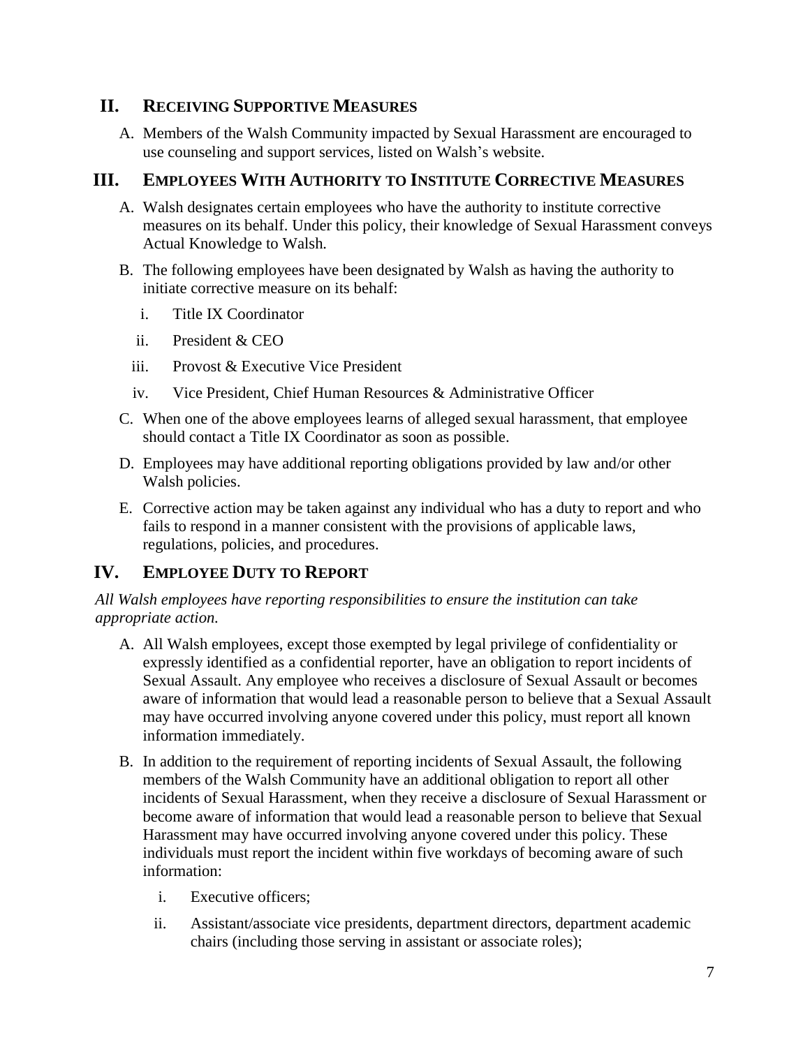## II. RECEIVING SUPPORTIVE MEASURES

A. Members of the Walsh Community impacted by Sexual Harassment are encouraged to use counseling and support services, listed on Walsh's website.

## III. EMPLOYEES WITH AUTHORITY TO INSTITUTE CORRECTIVE MEASURES

A. Walsh designates certain employees who have the authority to institute corrective measures on its behalf. Under this policy, their knowledge of Sexual Harassment conveys Actual Knowledge to Walsh.

B. The following employees have been designated by Walsh as having the authority to initiate corrective measure on its behalf:

   i. Title IX Coordinator

   ii. President & CEO

   iii. Provost & Executive Vice President

   iv. Vice President, Chief Human Resources & Administrative Officer

C. When one of the above employees learns of alleged sexual harassment, that employee should contact a Title IX Coordinator as soon as possible.

D. Employees may have additional reporting obligations provided by law and/or other Walsh policies.

E. Corrective action may be taken against any individual who has a duty to report and who fails to respond in a manner consistent with the provisions of applicable laws, regulations, policies, and procedures.

## IV. EMPLOYEE DUTY TO REPORT

*All Walsh employees have reporting responsibilities to ensure the institution can take appropriate action.*

A. All Walsh employees, except those exempted by legal privilege of confidentiality or expressly identified as a confidential reporter, have an obligation to report incidents of Sexual Assault. Any employee who receives a disclosure of Sexual Assault or becomes aware of information that would lead a reasonable person to believe that a Sexual Assault may have occurred involving anyone covered under this policy, must report all known information immediately.

B. In addition to the requirement of reporting incidents of Sexual Assault, the following members of the Walsh Community have an additional obligation to report all other incidents of Sexual Harassment, when they receive a disclosure of Sexual Harassment or become aware of information that would lead a reasonable person to believe that Sexual Harassment may have occurred involving anyone covered under this policy. These individuals must report the incident within five workdays of becoming aware of such information:

   i. Executive officers;

   ii. Assistant/associate vice presidents, department directors, department academic chairs (including those serving in assistant or associate roles);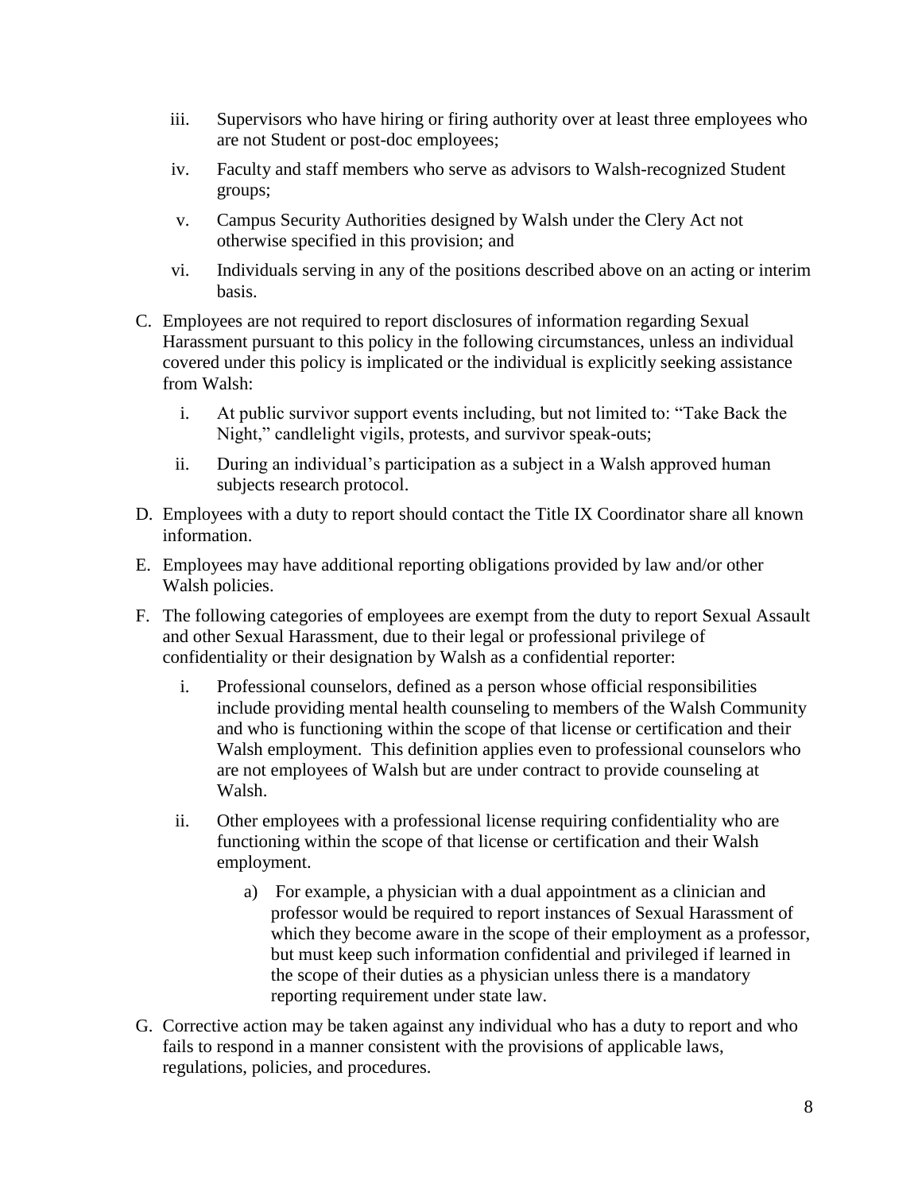iii. Supervisors who have hiring or firing authority over at least three employees who are not Student or post-doc employees;

iv. Faculty and staff members who serve as advisors to Walsh-recognized Student groups;

v. Campus Security Authorities designed by Walsh under the Clery Act not otherwise specified in this provision; and

vi. Individuals serving in any of the positions described above on an acting or interim basis.

C. Employees are not required to report disclosures of information regarding Sexual Harassment pursuant to this policy in the following circumstances, unless an individual covered under this policy is implicated or the individual is explicitly seeking assistance from Walsh:

   i. At public survivor support events including, but not limited to: "Take Back the Night," candlelight vigils, protests, and survivor speak-outs;

   ii. During an individual's participation as a subject in a Walsh approved human subjects research protocol.

D. Employees with a duty to report should contact the Title IX Coordinator share all known information.

E. Employees may have additional reporting obligations provided by law and/or other Walsh policies.

F. The following categories of employees are exempt from the duty to report Sexual Assault and other Sexual Harassment, due to their legal or professional privilege of confidentiality or their designation by Walsh as a confidential reporter:

   i. Professional counselors, defined as a person whose official responsibilities include providing mental health counseling to members of the Walsh Community and who is functioning within the scope of that license or certification and their Walsh employment. This definition applies even to professional counselors who are not employees of Walsh but are under contract to provide counseling at Walsh.

   ii. Other employees with a professional license requiring confidentiality who are functioning within the scope of that license or certification and their Walsh employment.

      a) For example, a physician with a dual appointment as a clinician and professor would be required to report instances of Sexual Harassment of which they become aware in the scope of their employment as a professor, but must keep such information confidential and privileged if learned in the scope of their duties as a physician unless there is a mandatory reporting requirement under state law.

G. Corrective action may be taken against any individual who has a duty to report and who fails to respond in a manner consistent with the provisions of applicable laws, regulations, policies, and procedures.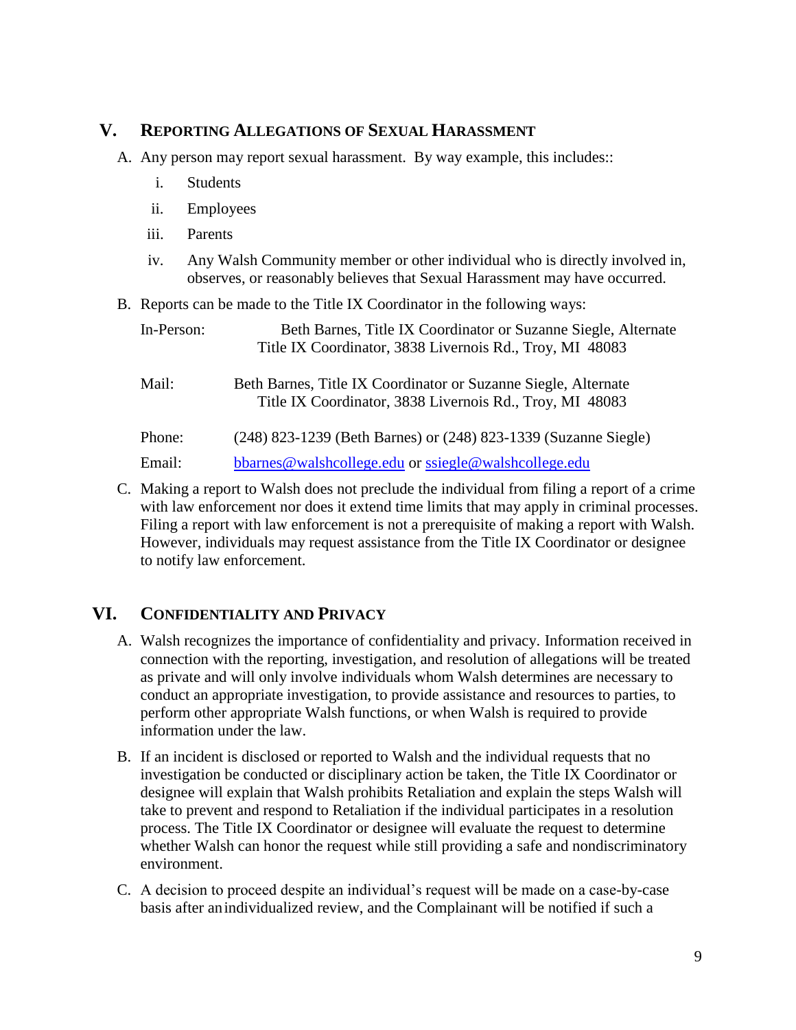## V. Reporting Allegations of Sexual Harassment

A. Any person may report sexual harassment. By way example, this includes::

   i. Students

   ii. Employees

   iii. Parents

   iv. Any Walsh Community member or other individual who is directly involved in, observes, or reasonably believes that Sexual Harassment may have occurred.

B. Reports can be made to the Title IX Coordinator in the following ways:

In-Person: Beth Barnes, Title IX Coordinator or Suzanne Siegle, Alternate Title IX Coordinator, 3838 Livernois Rd., Troy, MI 48083

Mail: Beth Barnes, Title IX Coordinator or Suzanne Siegle, Alternate Title IX Coordinator, 3838 Livernois Rd., Troy, MI 48083

Phone: (248) 823-1239 (Beth Barnes) or (248) 823-1339 (Suzanne Siegle)

Email: bbarnes@walshcollege.edu or ssiegle@walshcollege.edu

C. Making a report to Walsh does not preclude the individual from filing a report of a crime with law enforcement nor does it extend time limits that may apply in criminal processes. Filing a report with law enforcement is not a prerequisite of making a report with Walsh. However, individuals may request assistance from the Title IX Coordinator or designee to notify law enforcement.

## VI. Confidentiality and Privacy

A. Walsh recognizes the importance of confidentiality and privacy. Information received in connection with the reporting, investigation, and resolution of allegations will be treated as private and will only involve individuals whom Walsh determines are necessary to conduct an appropriate investigation, to provide assistance and resources to parties, to perform other appropriate Walsh functions, or when Walsh is required to provide information under the law.

B. If an incident is disclosed or reported to Walsh and the individual requests that no investigation be conducted or disciplinary action be taken, the Title IX Coordinator or designee will explain that Walsh prohibits Retaliation and explain the steps Walsh will take to prevent and respond to Retaliation if the individual participates in a resolution process. The Title IX Coordinator or designee will evaluate the request to determine whether Walsh can honor the request while still providing a safe and nondiscriminatory environment.

C. A decision to proceed despite an individual's request will be made on a case-by-case basis after an individualized review, and the Complainant will be notified if such a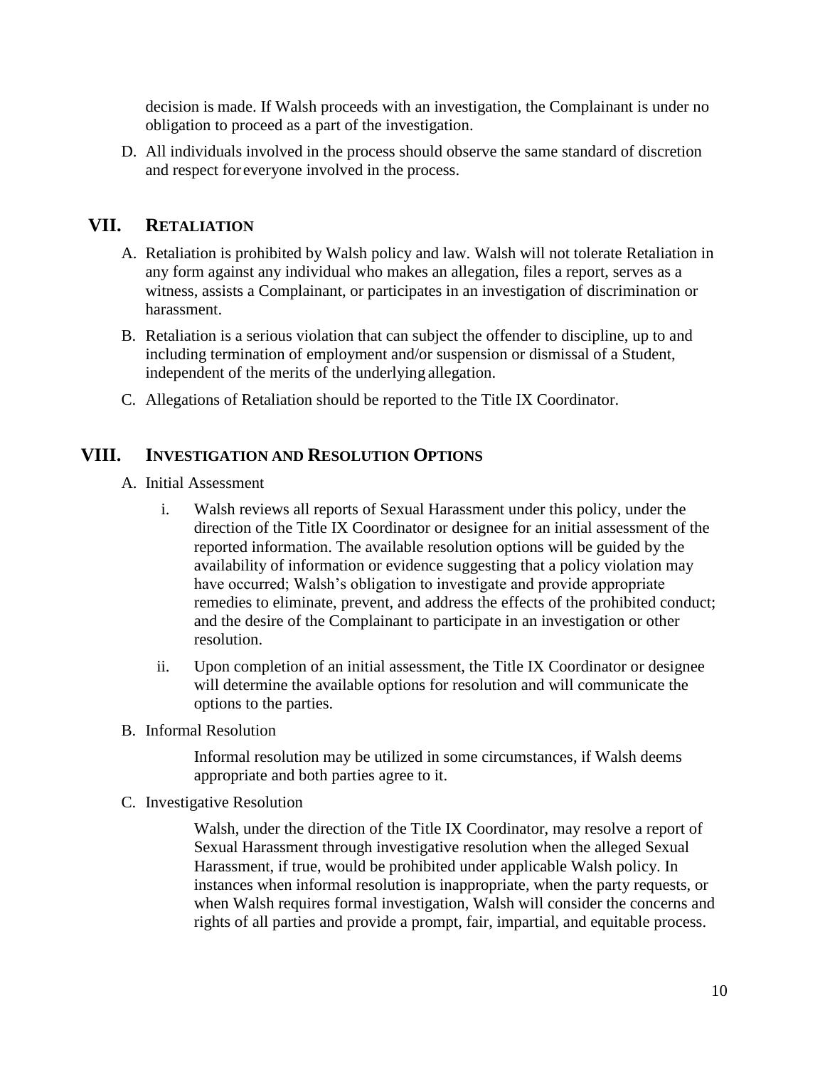decision is made. If Walsh proceeds with an investigation, the Complainant is under no obligation to proceed as a part of the investigation.

D. All individuals involved in the process should observe the same standard of discretion and respect for everyone involved in the process.

## VII. RETALIATION

A. Retaliation is prohibited by Walsh policy and law. Walsh will not tolerate Retaliation in any form against any individual who makes an allegation, files a report, serves as a witness, assists a Complainant, or participates in an investigation of discrimination or harassment.

B. Retaliation is a serious violation that can subject the offender to discipline, up to and including termination of employment and/or suspension or dismissal of a Student, independent of the merits of the underlying allegation.

C. Allegations of Retaliation should be reported to the Title IX Coordinator.

## VIII. INVESTIGATION AND RESOLUTION OPTIONS

A. Initial Assessment

i. Walsh reviews all reports of Sexual Harassment under this policy, under the direction of the Title IX Coordinator or designee for an initial assessment of the reported information. The available resolution options will be guided by the availability of information or evidence suggesting that a policy violation may have occurred; Walsh's obligation to investigate and provide appropriate remedies to eliminate, prevent, and address the effects of the prohibited conduct; and the desire of the Complainant to participate in an investigation or other resolution.

ii. Upon completion of an initial assessment, the Title IX Coordinator or designee will determine the available options for resolution and will communicate the options to the parties.

B. Informal Resolution

Informal resolution may be utilized in some circumstances, if Walsh deems appropriate and both parties agree to it.

C. Investigative Resolution

Walsh, under the direction of the Title IX Coordinator, may resolve a report of Sexual Harassment through investigative resolution when the alleged Sexual Harassment, if true, would be prohibited under applicable Walsh policy. In instances when informal resolution is inappropriate, when the party requests, or when Walsh requires formal investigation, Walsh will consider the concerns and rights of all parties and provide a prompt, fair, impartial, and equitable process.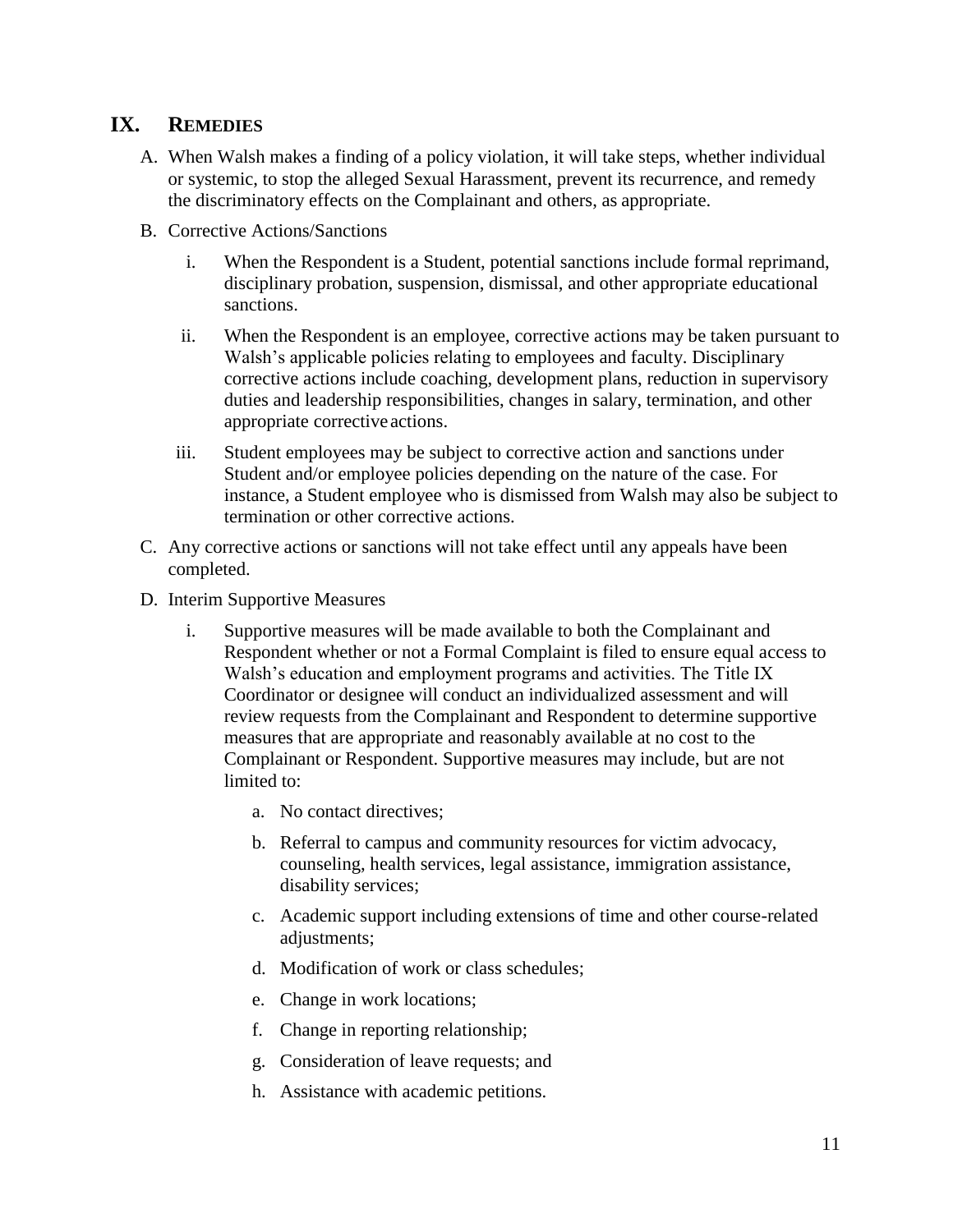## IX. REMEDIES

A. When Walsh makes a finding of a policy violation, it will take steps, whether individual or systemic, to stop the alleged Sexual Harassment, prevent its recurrence, and remedy the discriminatory effects on the Complainant and others, as appropriate.

B. Corrective Actions/Sanctions

   i. When the Respondent is a Student, potential sanctions include formal reprimand, disciplinary probation, suspension, dismissal, and other appropriate educational sanctions.

   ii. When the Respondent is an employee, corrective actions may be taken pursuant to Walsh's applicable policies relating to employees and faculty. Disciplinary corrective actions include coaching, development plans, reduction in supervisory duties and leadership responsibilities, changes in salary, termination, and other appropriate corrective actions.

   iii. Student employees may be subject to corrective action and sanctions under Student and/or employee policies depending on the nature of the case. For instance, a Student employee who is dismissed from Walsh may also be subject to termination or other corrective actions.

C. Any corrective actions or sanctions will not take effect until any appeals have been completed.

D. Interim Supportive Measures

   i. Supportive measures will be made available to both the Complainant and Respondent whether or not a Formal Complaint is filed to ensure equal access to Walsh's education and employment programs and activities. The Title IX Coordinator or designee will conduct an individualized assessment and will review requests from the Complainant and Respondent to determine supportive measures that are appropriate and reasonably available at no cost to the Complainant or Respondent. Supportive measures may include, but are not limited to:

      a. No contact directives;

      b. Referral to campus and community resources for victim advocacy, counseling, health services, legal assistance, immigration assistance, disability services;

      c. Academic support including extensions of time and other course-related adjustments;

      d. Modification of work or class schedules;

      e. Change in work locations;

      f. Change in reporting relationship;

      g. Consideration of leave requests; and

      h. Assistance with academic petitions.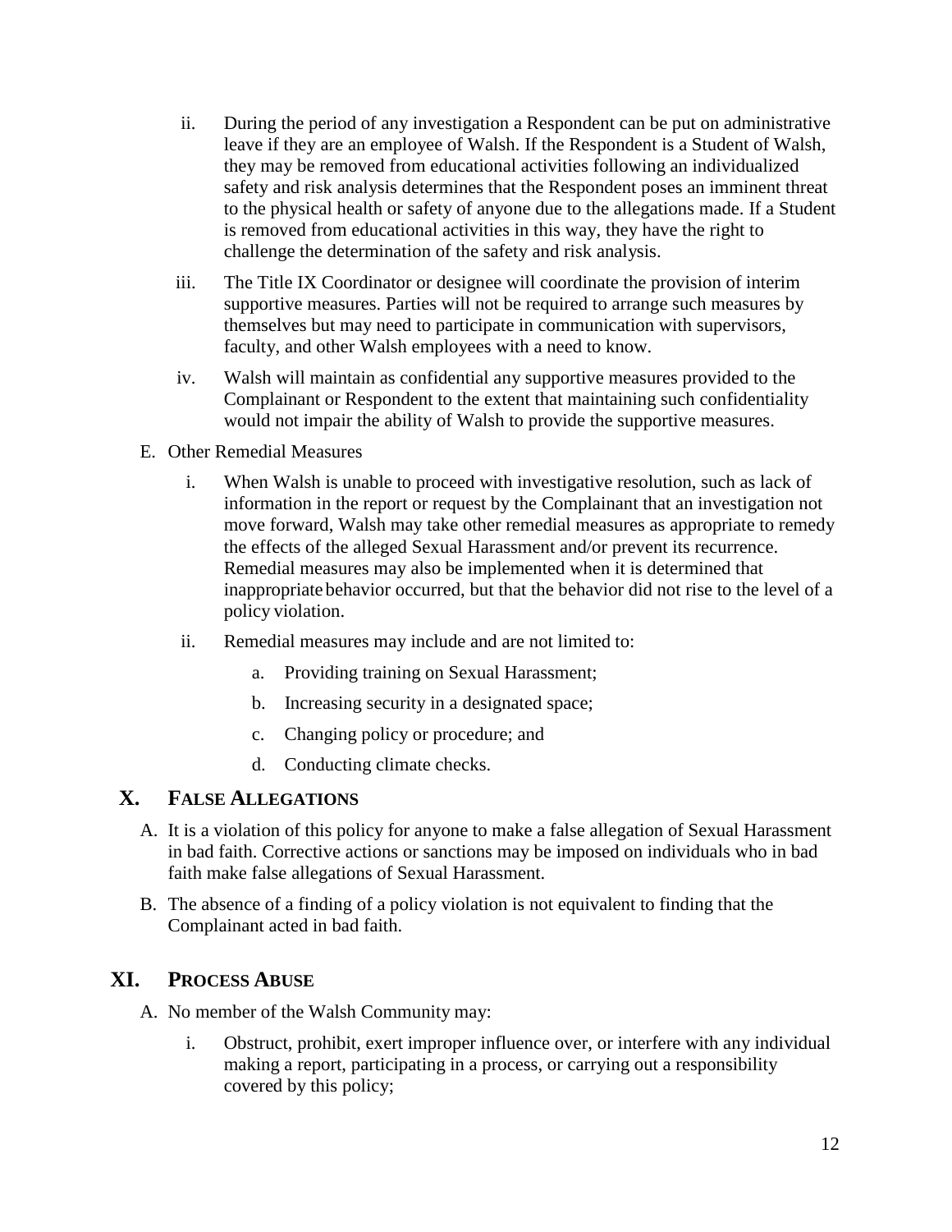ii. During the period of any investigation a Respondent can be put on administrative leave if they are an employee of Walsh. If the Respondent is a Student of Walsh, they may be removed from educational activities following an individualized safety and risk analysis determines that the Respondent poses an imminent threat to the physical health or safety of anyone due to the allegations made. If a Student is removed from educational activities in this way, they have the right to challenge the determination of the safety and risk analysis.

iii. The Title IX Coordinator or designee will coordinate the provision of interim supportive measures. Parties will not be required to arrange such measures by themselves but may need to participate in communication with supervisors, faculty, and other Walsh employees with a need to know.

iv. Walsh will maintain as confidential any supportive measures provided to the Complainant or Respondent to the extent that maintaining such confidentiality would not impair the ability of Walsh to provide the supportive measures.

E. Other Remedial Measures

i. When Walsh is unable to proceed with investigative resolution, such as lack of information in the report or request by the Complainant that an investigation not move forward, Walsh may take other remedial measures as appropriate to remedy the effects of the alleged Sexual Harassment and/or prevent its recurrence. Remedial measures may also be implemented when it is determined that inappropriate behavior occurred, but that the behavior did not rise to the level of a policy violation.

ii. Remedial measures may include and are not limited to:

a. Providing training on Sexual Harassment;

b. Increasing security in a designated space;

c. Changing policy or procedure; and

d. Conducting climate checks.

## X. FALSE ALLEGATIONS

A. It is a violation of this policy for anyone to make a false allegation of Sexual Harassment in bad faith. Corrective actions or sanctions may be imposed on individuals who in bad faith make false allegations of Sexual Harassment.

B. The absence of a finding of a policy violation is not equivalent to finding that the Complainant acted in bad faith.

## XI. PROCESS ABUSE

A. No member of the Walsh Community may:

i. Obstruct, prohibit, exert improper influence over, or interfere with any individual making a report, participating in a process, or carrying out a responsibility covered by this policy;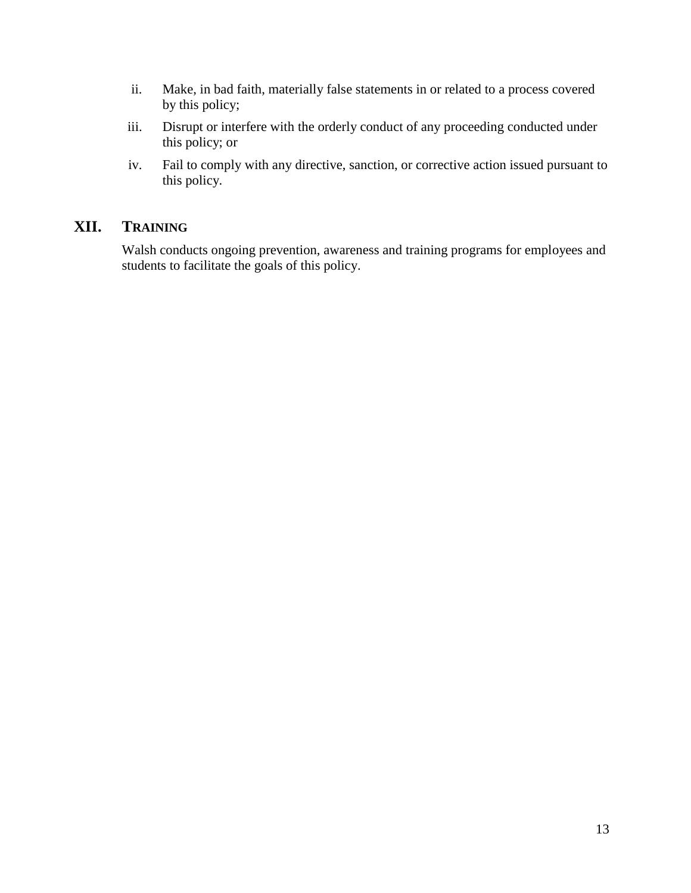ii. Make, in bad faith, materially false statements in or related to a process covered by this policy;

iii. Disrupt or interfere with the orderly conduct of any proceeding conducted under this policy; or

iv. Fail to comply with any directive, sanction, or corrective action issued pursuant to this policy.

## XII. TRAINING

Walsh conducts ongoing prevention, awareness and training programs for employees and students to facilitate the goals of this policy.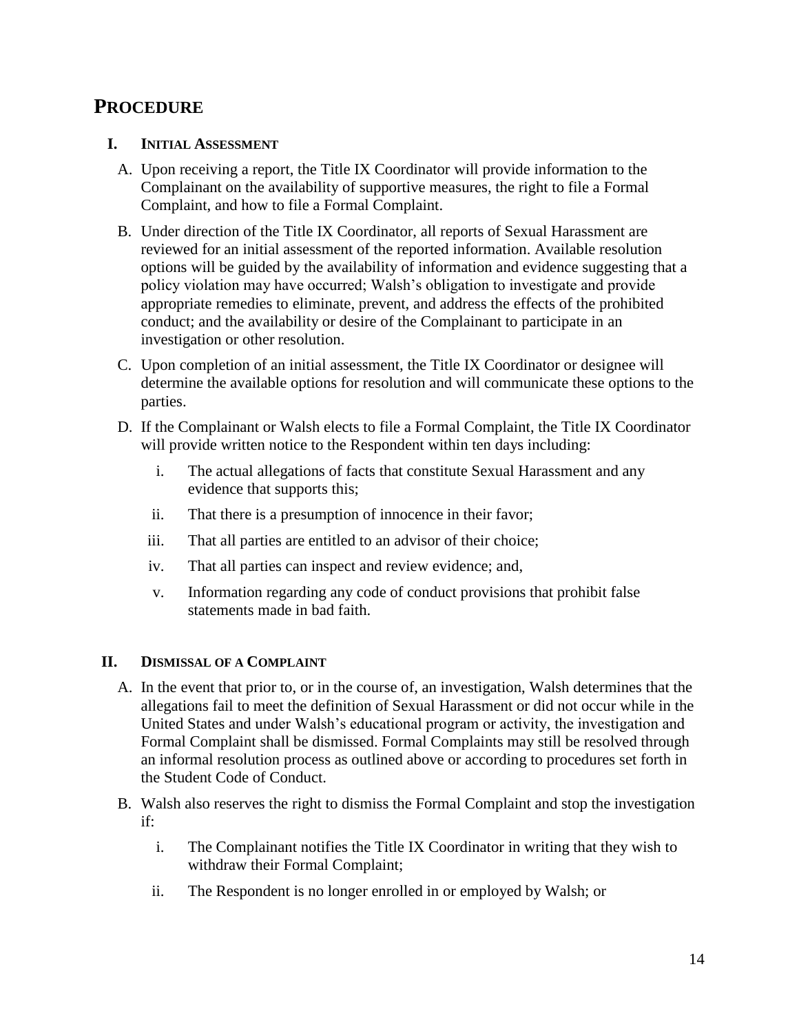# PROCEDURE

## I. INITIAL ASSESSMENT

A. Upon receiving a report, the Title IX Coordinator will provide information to the Complainant on the availability of supportive measures, the right to file a Formal Complaint, and how to file a Formal Complaint.

B. Under direction of the Title IX Coordinator, all reports of Sexual Harassment are reviewed for an initial assessment of the reported information. Available resolution options will be guided by the availability of information and evidence suggesting that a policy violation may have occurred; Walsh's obligation to investigate and provide appropriate remedies to eliminate, prevent, and address the effects of the prohibited conduct; and the availability or desire of the Complainant to participate in an investigation or other resolution.

C. Upon completion of an initial assessment, the Title IX Coordinator or designee will determine the available options for resolution and will communicate these options to the parties.

D. If the Complainant or Walsh elects to file a Formal Complaint, the Title IX Coordinator will provide written notice to the Respondent within ten days including:

   i. The actual allegations of facts that constitute Sexual Harassment and any evidence that supports this;

   ii. That there is a presumption of innocence in their favor;

   iii. That all parties are entitled to an advisor of their choice;

   iv. That all parties can inspect and review evidence; and,

   v. Information regarding any code of conduct provisions that prohibit false statements made in bad faith.

## II. DISMISSAL OF A COMPLAINT

A. In the event that prior to, or in the course of, an investigation, Walsh determines that the allegations fail to meet the definition of Sexual Harassment or did not occur while in the United States and under Walsh's educational program or activity, the investigation and Formal Complaint shall be dismissed. Formal Complaints may still be resolved through an informal resolution process as outlined above or according to procedures set forth in the Student Code of Conduct.

B. Walsh also reserves the right to dismiss the Formal Complaint and stop the investigation if:

   i. The Complainant notifies the Title IX Coordinator in writing that they wish to withdraw their Formal Complaint;

   ii. The Respondent is no longer enrolled in or employed by Walsh; or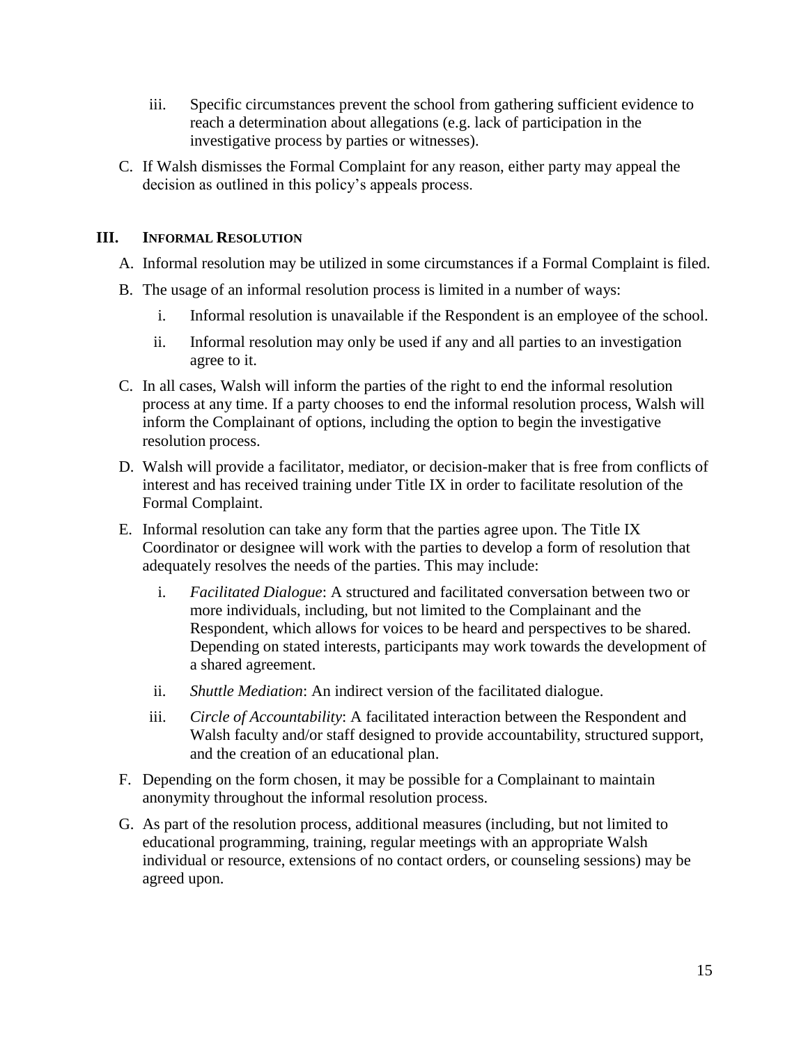iii. Specific circumstances prevent the school from gathering sufficient evidence to reach a determination about allegations (e.g. lack of participation in the investigative process by parties or witnesses).

C. If Walsh dismisses the Formal Complaint for any reason, either party may appeal the decision as outlined in this policy's appeals process.

## III. INFORMAL RESOLUTION

A. Informal resolution may be utilized in some circumstances if a Formal Complaint is filed.

B. The usage of an informal resolution process is limited in a number of ways:

   i. Informal resolution is unavailable if the Respondent is an employee of the school.

   ii. Informal resolution may only be used if any and all parties to an investigation agree to it.

C. In all cases, Walsh will inform the parties of the right to end the informal resolution process at any time. If a party chooses to end the informal resolution process, Walsh will inform the Complainant of options, including the option to begin the investigative resolution process.

D. Walsh will provide a facilitator, mediator, or decision-maker that is free from conflicts of interest and has received training under Title IX in order to facilitate resolution of the Formal Complaint.

E. Informal resolution can take any form that the parties agree upon. The Title IX Coordinator or designee will work with the parties to develop a form of resolution that adequately resolves the needs of the parties. This may include:

   i. *Facilitated Dialogue*: A structured and facilitated conversation between two or more individuals, including, but not limited to the Complainant and the Respondent, which allows for voices to be heard and perspectives to be shared. Depending on stated interests, participants may work towards the development of a shared agreement.

   ii. *Shuttle Mediation*: An indirect version of the facilitated dialogue.

   iii. *Circle of Accountability*: A facilitated interaction between the Respondent and Walsh faculty and/or staff designed to provide accountability, structured support, and the creation of an educational plan.

F. Depending on the form chosen, it may be possible for a Complainant to maintain anonymity throughout the informal resolution process.

G. As part of the resolution process, additional measures (including, but not limited to educational programming, training, regular meetings with an appropriate Walsh individual or resource, extensions of no contact orders, or counseling sessions) may be agreed upon.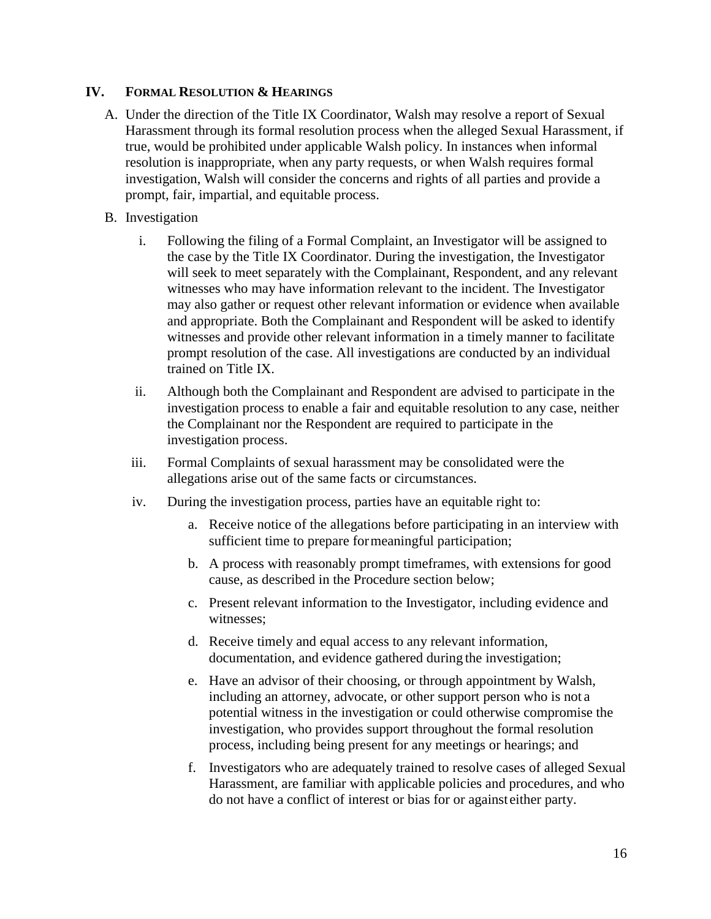## IV. FORMAL RESOLUTION & HEARINGS

A. Under the direction of the Title IX Coordinator, Walsh may resolve a report of Sexual Harassment through its formal resolution process when the alleged Sexual Harassment, if true, would be prohibited under applicable Walsh policy. In instances when informal resolution is inappropriate, when any party requests, or when Walsh requires formal investigation, Walsh will consider the concerns and rights of all parties and provide a prompt, fair, impartial, and equitable process.

B. Investigation

   i. Following the filing of a Formal Complaint, an Investigator will be assigned to the case by the Title IX Coordinator. During the investigation, the Investigator will seek to meet separately with the Complainant, Respondent, and any relevant witnesses who may have information relevant to the incident. The Investigator may also gather or request other relevant information or evidence when available and appropriate. Both the Complainant and Respondent will be asked to identify witnesses and provide other relevant information in a timely manner to facilitate prompt resolution of the case. All investigations are conducted by an individual trained on Title IX.

   ii. Although both the Complainant and Respondent are advised to participate in the investigation process to enable a fair and equitable resolution to any case, neither the Complainant nor the Respondent are required to participate in the investigation process.

   iii. Formal Complaints of sexual harassment may be consolidated were the allegations arise out of the same facts or circumstances.

   iv. During the investigation process, parties have an equitable right to:

      a. Receive notice of the allegations before participating in an interview with sufficient time to prepare for meaningful participation;

      b. A process with reasonably prompt timeframes, with extensions for good cause, as described in the Procedure section below;

      c. Present relevant information to the Investigator, including evidence and witnesses;

      d. Receive timely and equal access to any relevant information, documentation, and evidence gathered during the investigation;

      e. Have an advisor of their choosing, or through appointment by Walsh, including an attorney, advocate, or other support person who is not a potential witness in the investigation or could otherwise compromise the investigation, who provides support throughout the formal resolution process, including being present for any meetings or hearings; and

      f. Investigators who are adequately trained to resolve cases of alleged Sexual Harassment, are familiar with applicable policies and procedures, and who do not have a conflict of interest or bias for or against either party.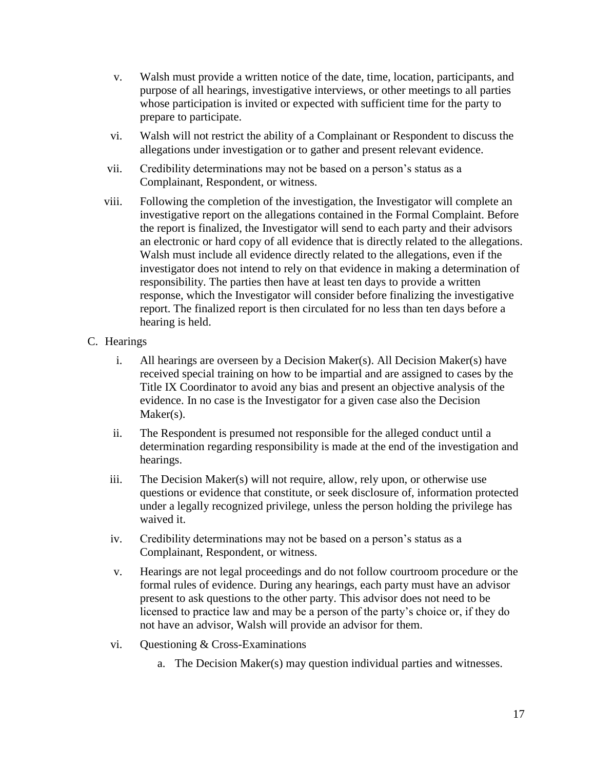v. Walsh must provide a written notice of the date, time, location, participants, and purpose of all hearings, investigative interviews, or other meetings to all parties whose participation is invited or expected with sufficient time for the party to prepare to participate.

vi. Walsh will not restrict the ability of a Complainant or Respondent to discuss the allegations under investigation or to gather and present relevant evidence.

vii. Credibility determinations may not be based on a person's status as a Complainant, Respondent, or witness.

viii. Following the completion of the investigation, the Investigator will complete an investigative report on the allegations contained in the Formal Complaint. Before the report is finalized, the Investigator will send to each party and their advisors an electronic or hard copy of all evidence that is directly related to the allegations. Walsh must include all evidence directly related to the allegations, even if the investigator does not intend to rely on that evidence in making a determination of responsibility. The parties then have at least ten days to provide a written response, which the Investigator will consider before finalizing the investigative report. The finalized report is then circulated for no less than ten days before a hearing is held.

C. Hearings

i. All hearings are overseen by a Decision Maker(s). All Decision Maker(s) have received special training on how to be impartial and are assigned to cases by the Title IX Coordinator to avoid any bias and present an objective analysis of the evidence. In no case is the Investigator for a given case also the Decision Maker(s).

ii. The Respondent is presumed not responsible for the alleged conduct until a determination regarding responsibility is made at the end of the investigation and hearings.

iii. The Decision Maker(s) will not require, allow, rely upon, or otherwise use questions or evidence that constitute, or seek disclosure of, information protected under a legally recognized privilege, unless the person holding the privilege has waived it.

iv. Credibility determinations may not be based on a person's status as a Complainant, Respondent, or witness.

v. Hearings are not legal proceedings and do not follow courtroom procedure or the formal rules of evidence. During any hearings, each party must have an advisor present to ask questions to the other party. This advisor does not need to be licensed to practice law and may be a person of the party's choice or, if they do not have an advisor, Walsh will provide an advisor for them.

vi. Questioning & Cross-Examinations

a. The Decision Maker(s) may question individual parties and witnesses.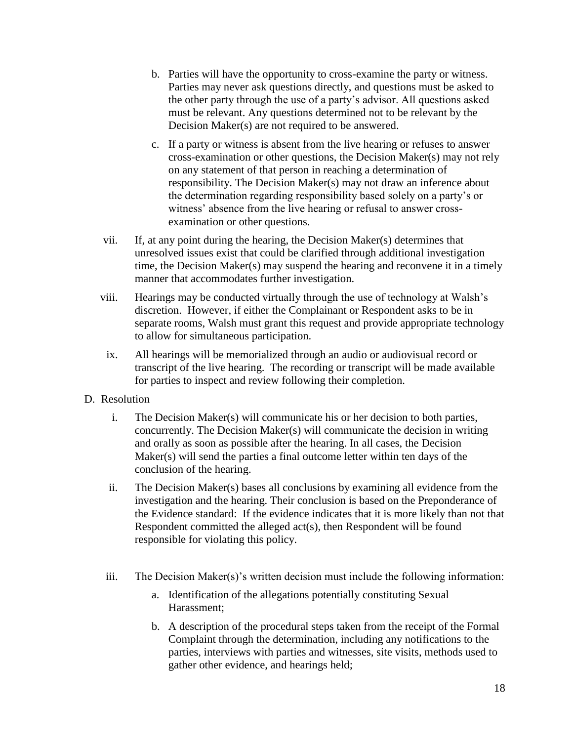b. Parties will have the opportunity to cross-examine the party or witness. Parties may never ask questions directly, and questions must be asked to the other party through the use of a party's advisor. All questions asked must be relevant. Any questions determined not to be relevant by the Decision Maker(s) are not required to be answered.

c. If a party or witness is absent from the live hearing or refuses to answer cross-examination or other questions, the Decision Maker(s) may not rely on any statement of that person in reaching a determination of responsibility. The Decision Maker(s) may not draw an inference about the determination regarding responsibility based solely on a party's or witness' absence from the live hearing or refusal to answer cross-examination or other questions.

vii. If, at any point during the hearing, the Decision Maker(s) determines that unresolved issues exist that could be clarified through additional investigation time, the Decision Maker(s) may suspend the hearing and reconvene it in a timely manner that accommodates further investigation.

viii. Hearings may be conducted virtually through the use of technology at Walsh's discretion. However, if either the Complainant or Respondent asks to be in separate rooms, Walsh must grant this request and provide appropriate technology to allow for simultaneous participation.

ix. All hearings will be memorialized through an audio or audiovisual record or transcript of the live hearing. The recording or transcript will be made available for parties to inspect and review following their completion.

D. Resolution

i. The Decision Maker(s) will communicate his or her decision to both parties, concurrently. The Decision Maker(s) will communicate the decision in writing and orally as soon as possible after the hearing. In all cases, the Decision Maker(s) will send the parties a final outcome letter within ten days of the conclusion of the hearing.

ii. The Decision Maker(s) bases all conclusions by examining all evidence from the investigation and the hearing. Their conclusion is based on the Preponderance of the Evidence standard: If the evidence indicates that it is more likely than not that Respondent committed the alleged act(s), then Respondent will be found responsible for violating this policy.

iii. The Decision Maker(s)'s written decision must include the following information:

a. Identification of the allegations potentially constituting Sexual Harassment;

b. A description of the procedural steps taken from the receipt of the Formal Complaint through the determination, including any notifications to the parties, interviews with parties and witnesses, site visits, methods used to gather other evidence, and hearings held;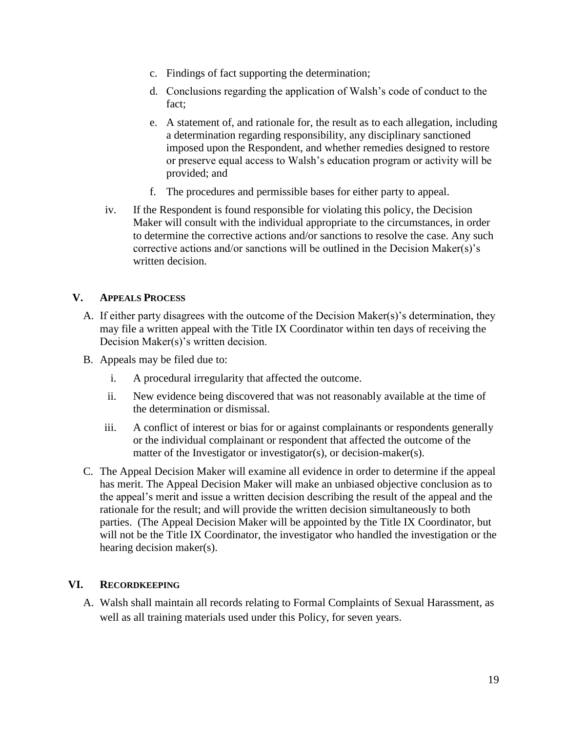c. Findings of fact supporting the determination;

d. Conclusions regarding the application of Walsh's code of conduct to the fact;

e. A statement of, and rationale for, the result as to each allegation, including a determination regarding responsibility, any disciplinary sanctioned imposed upon the Respondent, and whether remedies designed to restore or preserve equal access to Walsh's education program or activity will be provided; and

f. The procedures and permissible bases for either party to appeal.

iv. If the Respondent is found responsible for violating this policy, the Decision Maker will consult with the individual appropriate to the circumstances, in order to determine the corrective actions and/or sanctions to resolve the case. Any such corrective actions and/or sanctions will be outlined in the Decision Maker(s)'s written decision.

## V. APPEALS PROCESS

A. If either party disagrees with the outcome of the Decision Maker(s)'s determination, they may file a written appeal with the Title IX Coordinator within ten days of receiving the Decision Maker(s)'s written decision.

B. Appeals may be filed due to:

i. A procedural irregularity that affected the outcome.

ii. New evidence being discovered that was not reasonably available at the time of the determination or dismissal.

iii. A conflict of interest or bias for or against complainants or respondents generally or the individual complainant or respondent that affected the outcome of the matter of the Investigator or investigator(s), or decision-maker(s).

C. The Appeal Decision Maker will examine all evidence in order to determine if the appeal has merit. The Appeal Decision Maker will make an unbiased objective conclusion as to the appeal's merit and issue a written decision describing the result of the appeal and the rationale for the result; and will provide the written decision simultaneously to both parties. (The Appeal Decision Maker will be appointed by the Title IX Coordinator, but will not be the Title IX Coordinator, the investigator who handled the investigation or the hearing decision maker(s).

## VI. RECORDKEEPING

A. Walsh shall maintain all records relating to Formal Complaints of Sexual Harassment, as well as all training materials used under this Policy, for seven years.